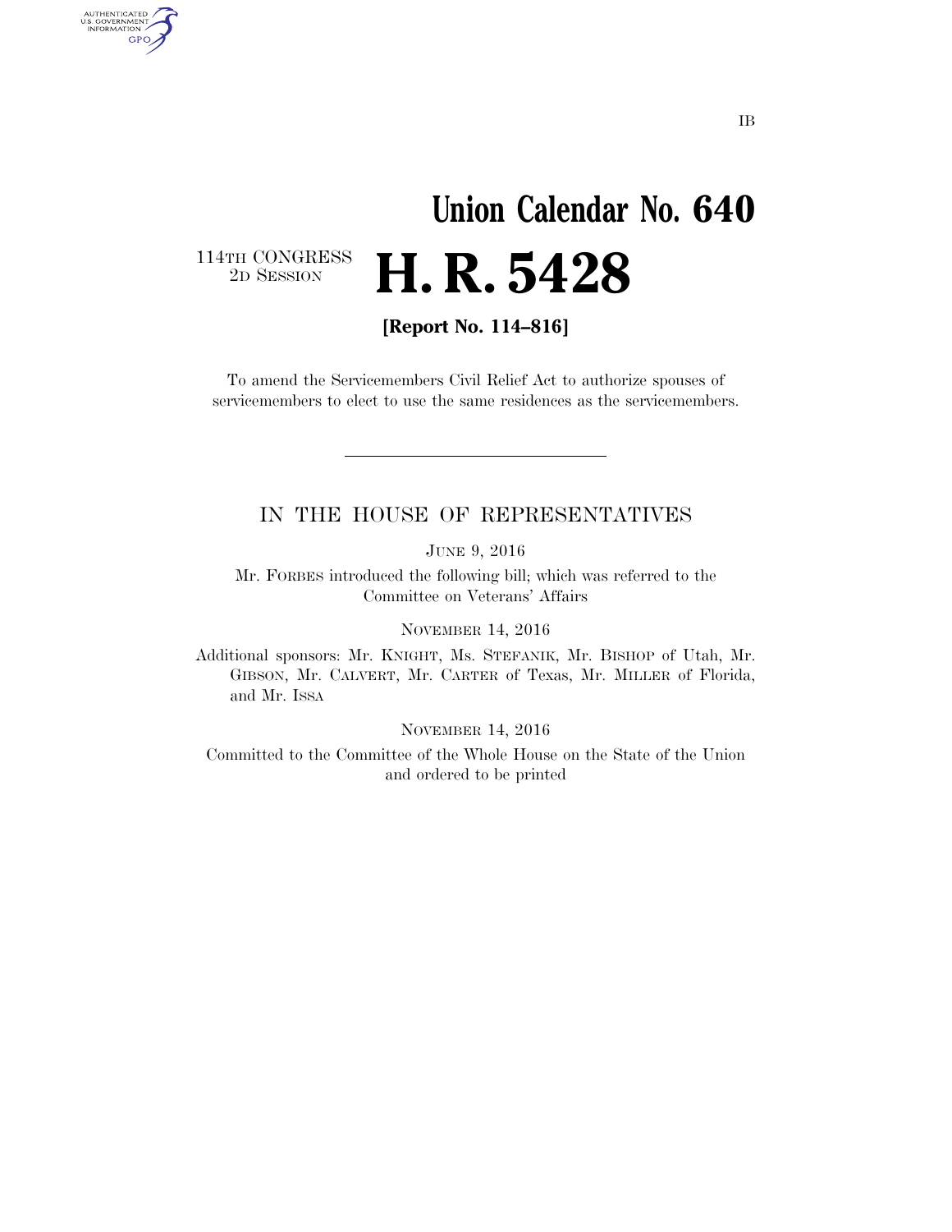IB

# Union Calendar No. 640

114TH CONGRESS
2D SESSION

# H. R. 5428

**[Report No. 114–816]**

To amend the Servicemembers Civil Relief Act to authorize spouses of servicemembers to elect to use the same residences as the servicemembers.

---

IN THE HOUSE OF REPRESENTATIVES

JUNE 9, 2016

Mr. FORBES introduced the following bill; which was referred to the Committee on Veterans' Affairs

NOVEMBER 14, 2016

Additional sponsors: Mr. KNIGHT, Ms. STEFANIK, Mr. BISHOP of Utah, Mr. GIBSON, Mr. CALVERT, Mr. CARTER of Texas, Mr. MILLER of Florida, and Mr. ISSA

NOVEMBER 14, 2016

Committed to the Committee of the Whole House on the State of the Union and ordered to be printed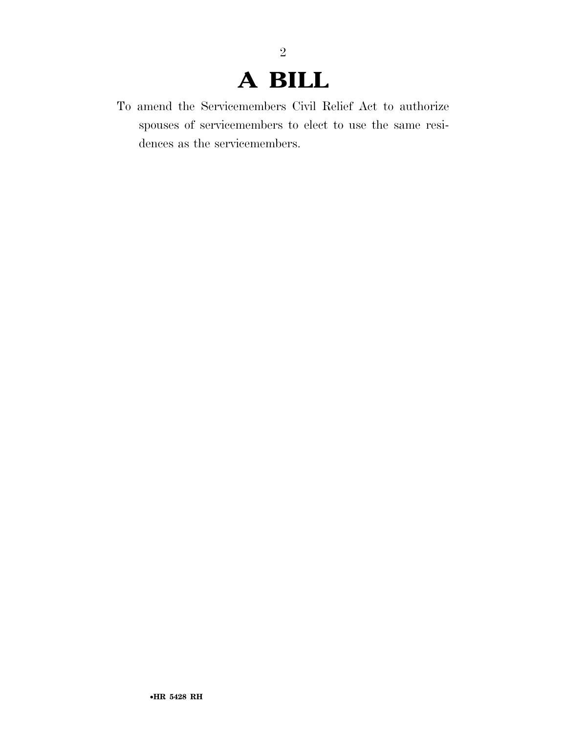# A BILL

To amend the Servicemembers Civil Relief Act to authorize spouses of servicemembers to elect to use the same residences as the servicemembers.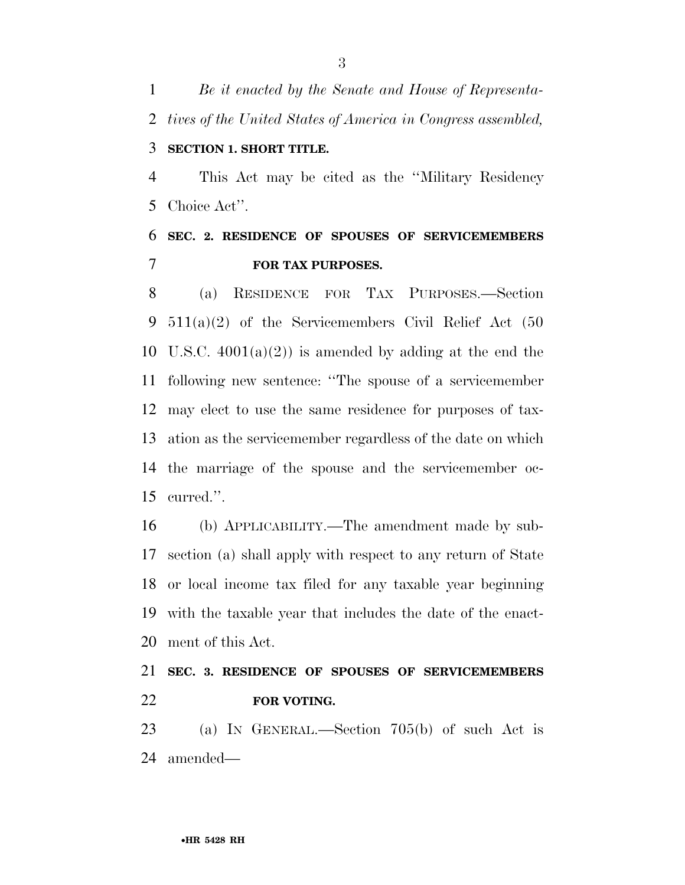*Be it enacted by the Senate and House of Representatives of the United States of America in Congress assembled,*

**SECTION 1. SHORT TITLE.**

This Act may be cited as the "Military Residency Choice Act".

**SEC. 2. RESIDENCE OF SPOUSES OF SERVICEMEMBERS FOR TAX PURPOSES.**

(a) RESIDENCE FOR TAX PURPOSES.—Section 511(a)(2) of the Servicemembers Civil Relief Act (50 U.S.C. 4001(a)(2)) is amended by adding at the end the following new sentence: "The spouse of a servicemember may elect to use the same residence for purposes of taxation as the servicemember regardless of the date on which the marriage of the spouse and the servicemember occurred.".

(b) APPLICABILITY.—The amendment made by subsection (a) shall apply with respect to any return of State or local income tax filed for any taxable year beginning with the taxable year that includes the date of the enactment of this Act.

**SEC. 3. RESIDENCE OF SPOUSES OF SERVICEMEMBERS FOR VOTING.**

(a) IN GENERAL.—Section 705(b) of such Act is amended—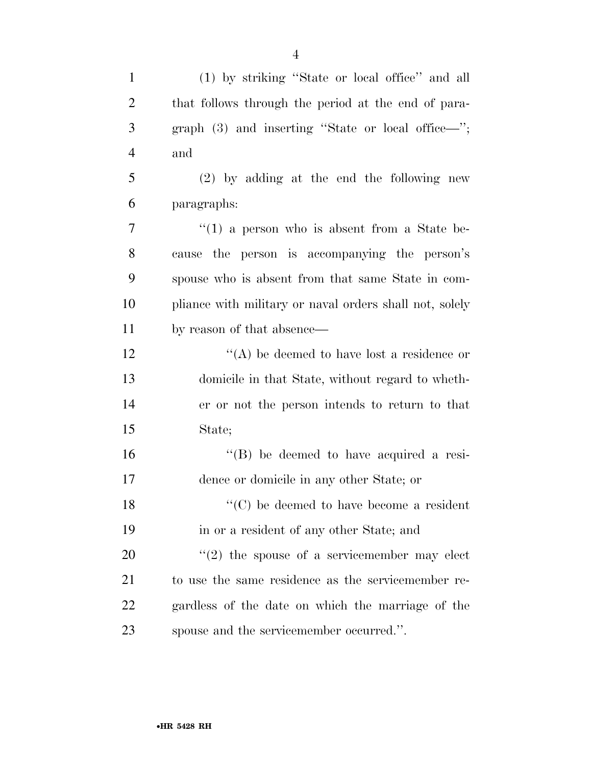(1) by striking "State or local office" and all that follows through the period at the end of paragraph (3) and inserting "State or local office—"; and

(2) by adding at the end the following new paragraphs:

"(1) a person who is absent from a State because the person is accompanying the person's spouse who is absent from that same State in compliance with military or naval orders shall not, solely by reason of that absence—

"(A) be deemed to have lost a residence or domicile in that State, without regard to whether or not the person intends to return to that State;

"(B) be deemed to have acquired a residence or domicile in any other State; or

"(C) be deemed to have become a resident in or a resident of any other State; and

"(2) the spouse of a servicemember may elect to use the same residence as the servicemember regardless of the date on which the marriage of the spouse and the servicemember occurred.".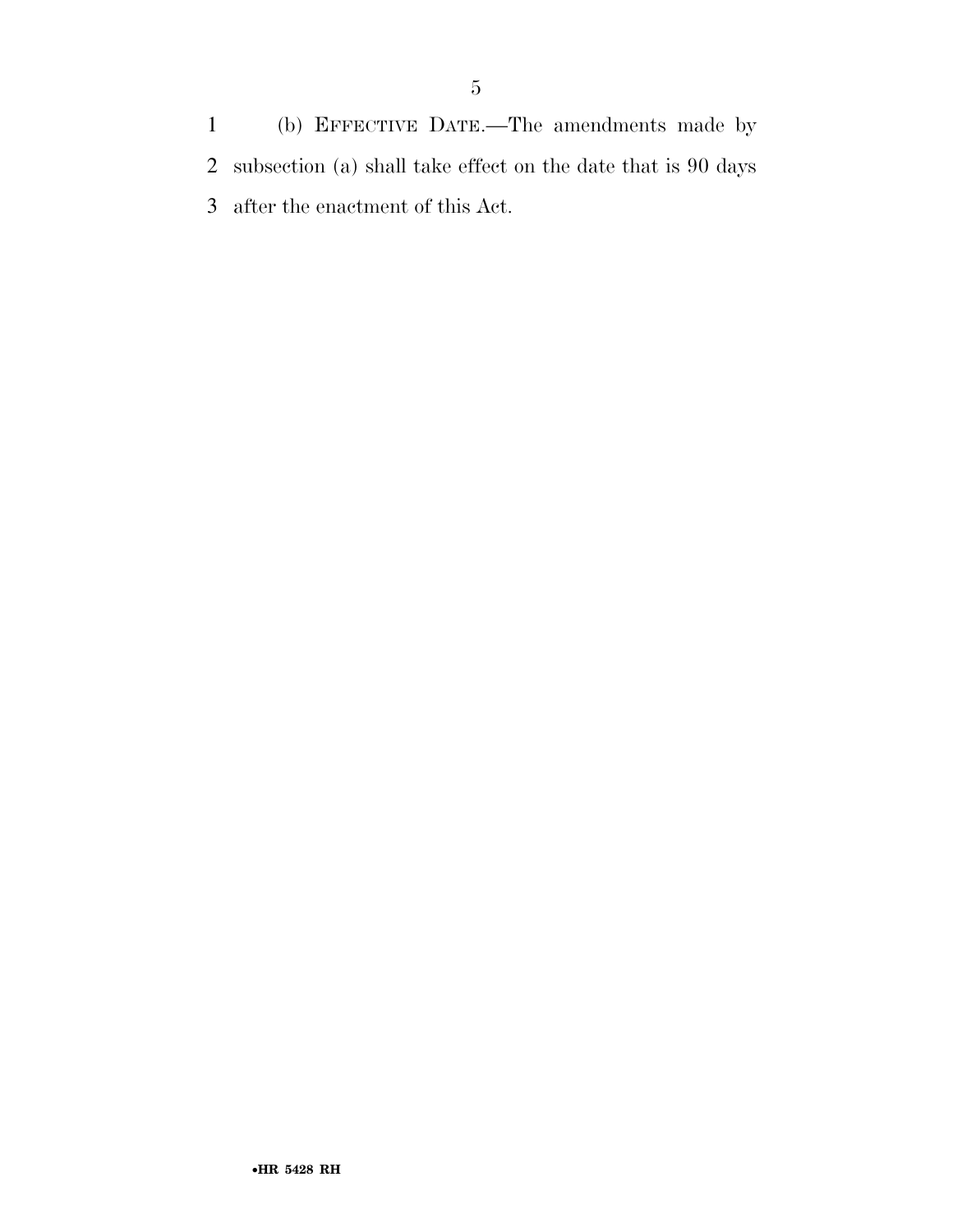(b) EFFECTIVE DATE.—The amendments made by subsection (a) shall take effect on the date that is 90 days after the enactment of this Act.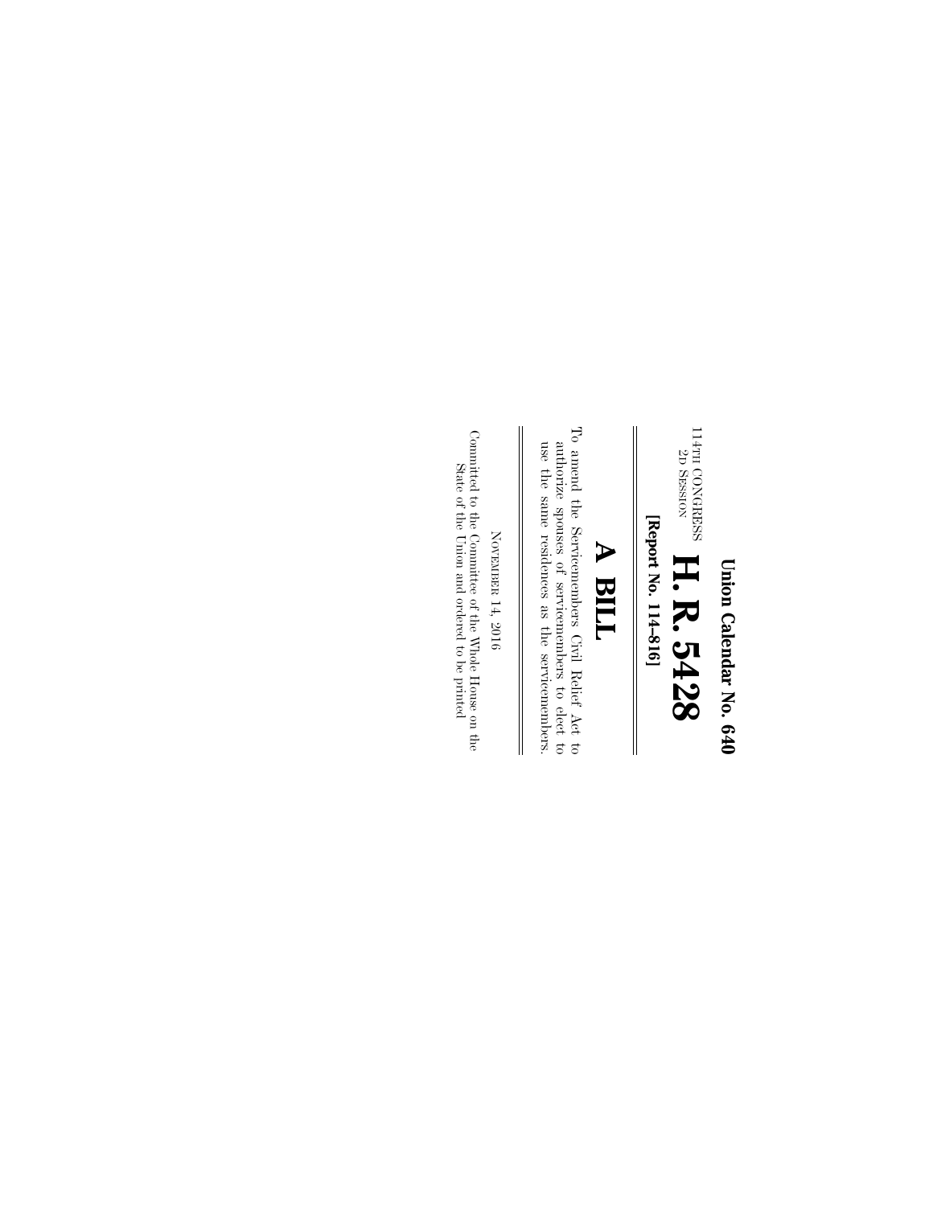**Union Calendar No. 640**

114TH CONGRESS
2D SESSION

# H. R. 5428

**[Report No. 114–816]**

---

# A BILL

To amend the Servicemembers Civil Relief Act to authorize spouses of servicemembers to elect to use the same residences as the servicemembers.

---

NOVEMBER 14, 2016

Committed to the Committee of the Whole House on the State of the Union and ordered to be printed